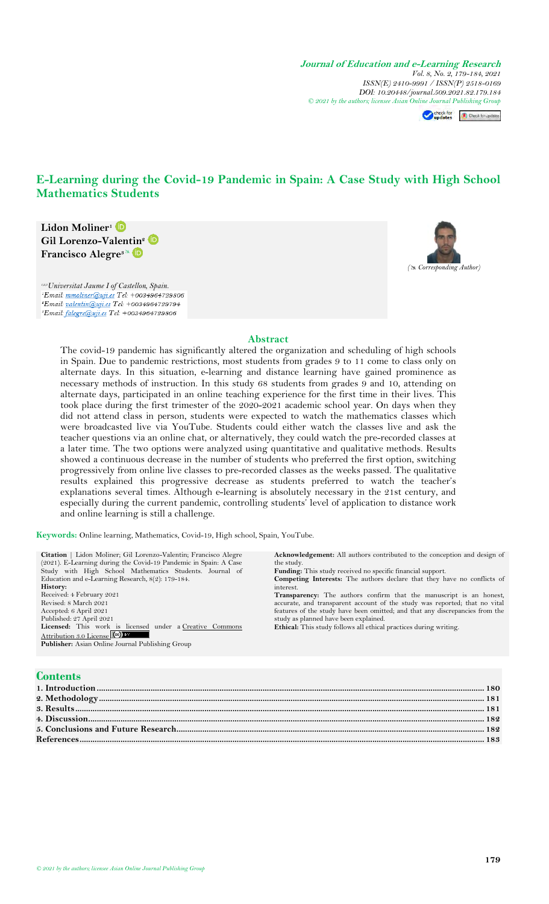# E-Learning during the Covid-19 Pandemic in Spain: A Case Study with High School Mathematics Students

**Lidon Moliner**[1]
**Gil Lorenzo-Valentin**[2]
**Francisco Alegre**[3] ✉

(✉ Corresponding Author)

[1,2,3] *Universitat Jaume I of Castellon, Spain.*
[1] *Email:* mmoliner@uji.es *Tel:* +0034964729806
[2] *Email:* valentin@uji.es *Tel:* +0034964729794
[3] *Email:* falegre@uji.es *Tel:* +0034964729806

## Abstract

The covid-19 pandemic has significantly altered the organization and scheduling of high schools in Spain. Due to pandemic restrictions, most students from grades 9 to 11 come to class only on alternate days. In this situation, e-learning and distance learning have gained prominence as necessary methods of instruction. In this study 68 students from grades 9 and 10, attending on alternate days, participated in an online teaching experience for the first time in their lives. This took place during the first trimester of the 2020-2021 academic school year. On days when they did not attend class in person, students were expected to watch the mathematics classes which were broadcasted live via YouTube. Students could either watch the classes live and ask the teacher questions via an online chat, or alternatively, they could watch the pre-recorded classes at a later time. The two options were analyzed using quantitative and qualitative methods. Results showed a continuous decrease in the number of students who preferred the first option, switching progressively from online live classes to pre-recorded classes as the weeks passed. The qualitative results explained this progressive decrease as students preferred to watch the teacher's explanations several times. Although e-learning is absolutely necessary in the 21st century, and especially during the current pandemic, controlling students' level of application to distance work and online learning is still a challenge.

**Keywords:** Online learning, Mathematics, Covid-19, High school, Spain, YouTube.

**Citation** | Lidon Moliner; Gil Lorenzo-Valentin; Francisco Alegre (2021). E-Learning during the Covid-19 Pandemic in Spain: A Case Study with High School Mathematics Students. Journal of Education and e-Learning Research, 8(2): 179-184.

**History:**
Received: 4 February 2021
Revised: 8 March 2021
Accepted: 6 April 2021
Published: 27 April 2021

**Licensed:** This work is licensed under a Creative Commons Attribution 3.0 License

**Publisher:** Asian Online Journal Publishing Group

**Acknowledgement:** All authors contributed to the conception and design of the study.

**Funding:** This study received no specific financial support.

**Competing Interests:** The authors declare that they have no conflicts of interest.

**Transparency:** The authors confirm that the manuscript is an honest, accurate, and transparent account of the study was reported; that no vital features of the study have been omitted; and that any discrepancies from the study as planned have been explained.

**Ethical:** This study follows all ethical practices during writing.

## Contents

| | |
|---|---|
| 1. Introduction | 180 |
| 2. Methodology | 181 |
| 3. Results | 181 |
| 4. Discussion | 182 |
| 5. Conclusions and Future Research | 182 |
| References | 183 |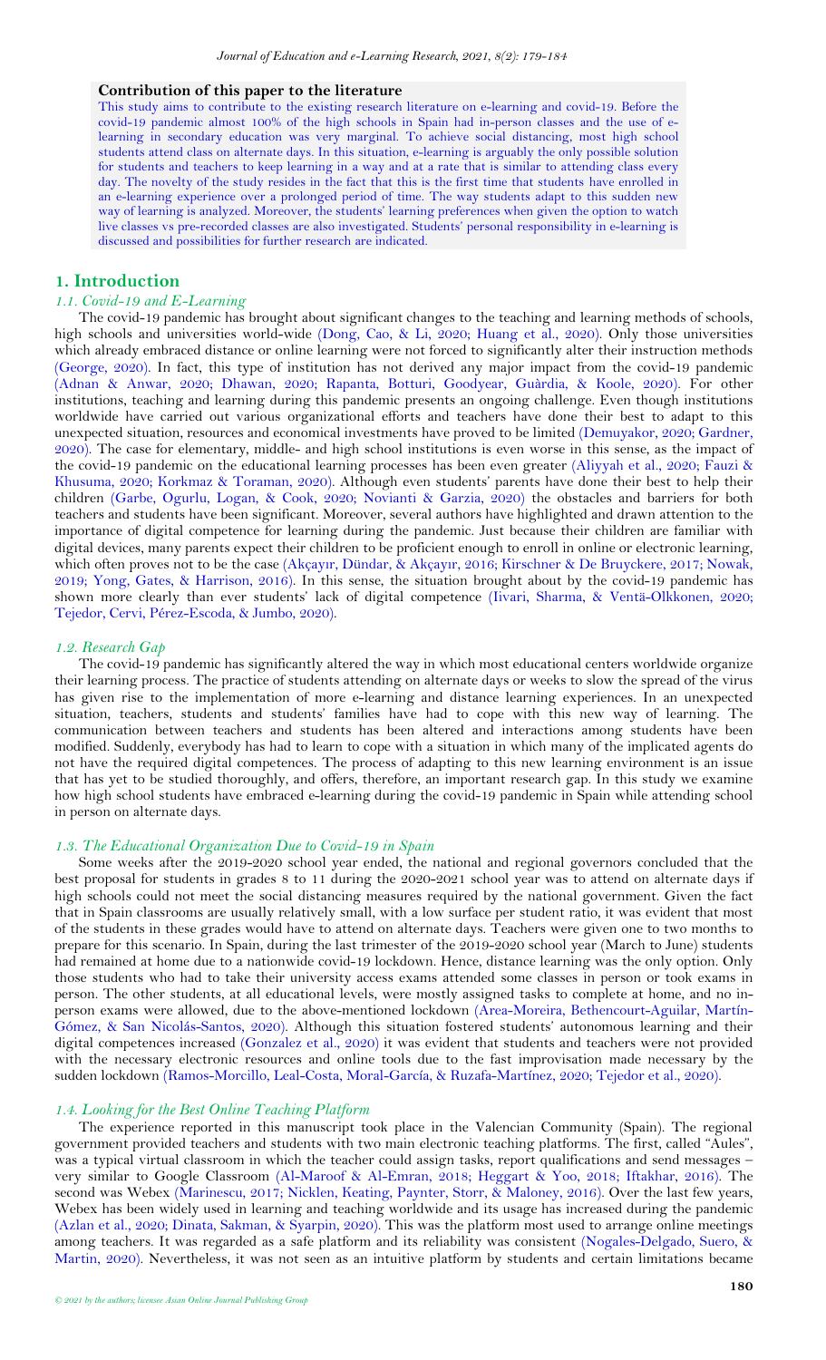**Contribution of this paper to the literature**

This study aims to contribute to the existing research literature on e-learning and covid-19. Before the covid-19 pandemic almost 100% of the high schools in Spain had in-person classes and the use of e-learning in secondary education was very marginal. To achieve social distancing, most high school students attend class on alternate days. In this situation, e-learning is arguably the only possible solution for students and teachers to keep learning in a way and at a rate that is similar to attending class every day. The novelty of the study resides in the fact that this is the first time that students have enrolled in an e-learning experience over a prolonged period of time. The way students adapt to this sudden new way of learning is analyzed. Moreover, the students' learning preferences when given the option to watch live classes vs pre-recorded classes are also investigated. Students' personal responsibility in e-learning is discussed and possibilities for further research are indicated.

## 1. Introduction

### *1.1. Covid-19 and E-Learning*

The covid-19 pandemic has brought about significant changes to the teaching and learning methods of schools, high schools and universities world-wide (Dong, Cao, & Li, 2020; Huang et al., 2020). Only those universities which already embraced distance or online learning were not forced to significantly alter their instruction methods (George, 2020). In fact, this type of institution has not derived any major impact from the covid-19 pandemic (Adnan & Anwar, 2020; Dhawan, 2020; Rapanta, Botturi, Goodyear, Guàrdia, & Koole, 2020). For other institutions, teaching and learning during this pandemic presents an ongoing challenge. Even though institutions worldwide have carried out various organizational efforts and teachers have done their best to adapt to this unexpected situation, resources and economical investments have proved to be limited (Demuyakor, 2020; Gardner, 2020). The case for elementary, middle- and high school institutions is even worse in this sense, as the impact of the covid-19 pandemic on the educational learning processes has been even greater (Aliyyah et al., 2020; Fauzi & Khusuma, 2020; Korkmaz & Toraman, 2020). Although even students' parents have done their best to help their children (Garbe, Ogurlu, Logan, & Cook, 2020; Novianti & Garzia, 2020) the obstacles and barriers for both teachers and students have been significant. Moreover, several authors have highlighted and drawn attention to the importance of digital competence for learning during the pandemic. Just because their children are familiar with digital devices, many parents expect their children to be proficient enough to enroll in online or electronic learning, which often proves not to be the case (Akçayır, Dündar, & Akçayır, 2016; Kirschner & De Bruyckere, 2017; Nowak, 2019; Yong, Gates, & Harrison, 2016). In this sense, the situation brought about by the covid-19 pandemic has shown more clearly than ever students' lack of digital competence (Iivari, Sharma, & Ventä-Olkkonen, 2020; Tejedor, Cervi, Pérez-Escoda, & Jumbo, 2020).

### *1.2. Research Gap*

The covid-19 pandemic has significantly altered the way in which most educational centers worldwide organize their learning process. The practice of students attending on alternate days or weeks to slow the spread of the virus has given rise to the implementation of more e-learning and distance learning experiences. In an unexpected situation, teachers, students and students' families have had to cope with this new way of learning. The communication between teachers and students has been altered and interactions among students have been modified. Suddenly, everybody has had to learn to cope with a situation in which many of the implicated agents do not have the required digital competences. The process of adapting to this new learning environment is an issue that has yet to be studied thoroughly, and offers, therefore, an important research gap. In this study we examine how high school students have embraced e-learning during the covid-19 pandemic in Spain while attending school in person on alternate days.

### *1.3. The Educational Organization Due to Covid-19 in Spain*

Some weeks after the 2019-2020 school year ended, the national and regional governors concluded that the best proposal for students in grades 8 to 11 during the 2020-2021 school year was to attend on alternate days if high schools could not meet the social distancing measures required by the national government. Given the fact that in Spain classrooms are usually relatively small, with a low surface per student ratio, it was evident that most of the students in these grades would have to attend on alternate days. Teachers were given one to two months to prepare for this scenario. In Spain, during the last trimester of the 2019-2020 school year (March to June) students had remained at home due to a nationwide covid-19 lockdown. Hence, distance learning was the only option. Only those students who had to take their university access exams attended some classes in person or took exams in person. The other students, at all educational levels, were mostly assigned tasks to complete at home, and no in-person exams were allowed, due to the above-mentioned lockdown (Area-Moreira, Bethencourt-Aguilar, Martín-Gómez, & San Nicolás-Santos, 2020). Although this situation fostered students' autonomous learning and their digital competences increased (Gonzalez et al., 2020) it was evident that students and teachers were not provided with the necessary electronic resources and online tools due to the fast improvisation made necessary by the sudden lockdown (Ramos-Morcillo, Leal-Costa, Moral-García, & Ruzafa-Martínez, 2020; Tejedor et al., 2020).

### *1.4. Looking for the Best Online Teaching Platform*

The experience reported in this manuscript took place in the Valencian Community (Spain). The regional government provided teachers and students with two main electronic teaching platforms. The first, called "Aules", was a typical virtual classroom in which the teacher could assign tasks, report qualifications and send messages – very similar to Google Classroom (Al-Maroof & Al-Emran, 2018; Heggart & Yoo, 2018; Iftakhar, 2016). The second was Webex (Marinescu, 2017; Nicklen, Keating, Paynter, Storr, & Maloney, 2016). Over the last few years, Webex has been widely used in learning and teaching worldwide and its usage has increased during the pandemic (Azlan et al., 2020; Dinata, Sakman, & Syarpin, 2020). This was the platform most used to arrange online meetings among teachers. It was regarded as a safe platform and its reliability was consistent (Nogales-Delgado, Suero, & Martin, 2020). Nevertheless, it was not seen as an intuitive platform by students and certain limitations became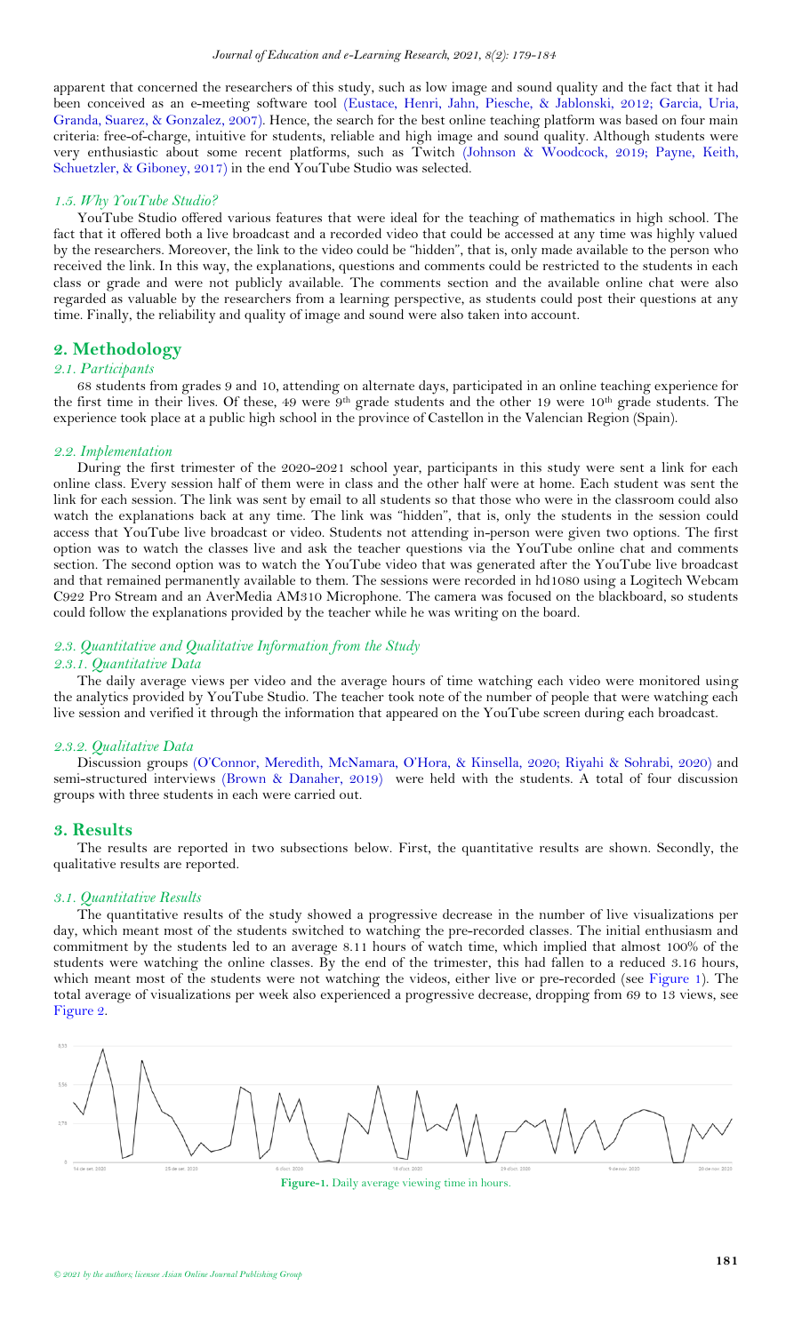apparent that concerned the researchers of this study, such as low image and sound quality and the fact that it had been conceived as an e-meeting software tool (Eustace, Henri, Jahn, Piesche, & Jablonski, 2012; Garcia, Uria, Granda, Suarez, & Gonzalez, 2007). Hence, the search for the best online teaching platform was based on four main criteria: free-of-charge, intuitive for students, reliable and high image and sound quality. Although students were very enthusiastic about some recent platforms, such as Twitch (Johnson & Woodcock, 2019; Payne, Keith, Schuetzler, & Giboney, 2017) in the end YouTube Studio was selected.

### *1.5. Why YouTube Studio?*

YouTube Studio offered various features that were ideal for the teaching of mathematics in high school. The fact that it offered both a live broadcast and a recorded video that could be accessed at any time was highly valued by the researchers. Moreover, the link to the video could be "hidden", that is, only made available to the person who received the link. In this way, the explanations, questions and comments could be restricted to the students in each class or grade and were not publicly available. The comments section and the available online chat were also regarded as valuable by the researchers from a learning perspective, as students could post their questions at any time. Finally, the reliability and quality of image and sound were also taken into account.

## 2. Methodology

### *2.1. Participants*

68 students from grades 9 and 10, attending on alternate days, participated in an online teaching experience for the first time in their lives. Of these, 49 were 9th grade students and the other 19 were 10th grade students. The experience took place at a public high school in the province of Castellon in the Valencian Region (Spain).

### *2.2. Implementation*

During the first trimester of the 2020-2021 school year, participants in this study were sent a link for each online class. Every session half of them were in class and the other half were at home. Each student was sent the link for each session. The link was sent by email to all students so that those who were in the classroom could also watch the explanations back at any time. The link was "hidden", that is, only the students in the session could access that YouTube live broadcast or video. Students not attending in-person were given two options. The first option was to watch the classes live and ask the teacher questions via the YouTube online chat and comments section. The second option was to watch the YouTube video that was generated after the YouTube live broadcast and that remained permanently available to them. The sessions were recorded in hd1080 using a Logitech Webcam C922 Pro Stream and an AverMedia AM310 Microphone. The camera was focused on the blackboard, so students could follow the explanations provided by the teacher while he was writing on the board.

### *2.3. Quantitative and Qualitative Information from the Study*

#### *2.3.1. Quantitative Data*

The daily average views per video and the average hours of time watching each video were monitored using the analytics provided by YouTube Studio. The teacher took note of the number of people that were watching each live session and verified it through the information that appeared on the YouTube screen during each broadcast.

#### *2.3.2. Qualitative Data*

Discussion groups (O'Connor, Meredith, McNamara, O'Hora, & Kinsella, 2020; Riyahi & Sohrabi, 2020) and semi-structured interviews (Brown & Danaher, 2019) were held with the students. A total of four discussion groups with three students in each were carried out.

## 3. Results

The results are reported in two subsections below. First, the quantitative results are shown. Secondly, the qualitative results are reported.

### *3.1. Quantitative Results*

The quantitative results of the study showed a progressive decrease in the number of live visualizations per day, which meant most of the students switched to watching the pre-recorded classes. The initial enthusiasm and commitment by the students led to an average 8.11 hours of watch time, which implied that almost 100% of the students were watching the online classes. By the end of the trimester, this had fallen to a reduced 3.16 hours, which meant most of the students were not watching the videos, either live or pre-recorded (see Figure 1). The total average of visualizations per week also experienced a progressive decrease, dropping from 69 to 13 views, see Figure 2.

**Figure-1.** Daily average viewing time in hours.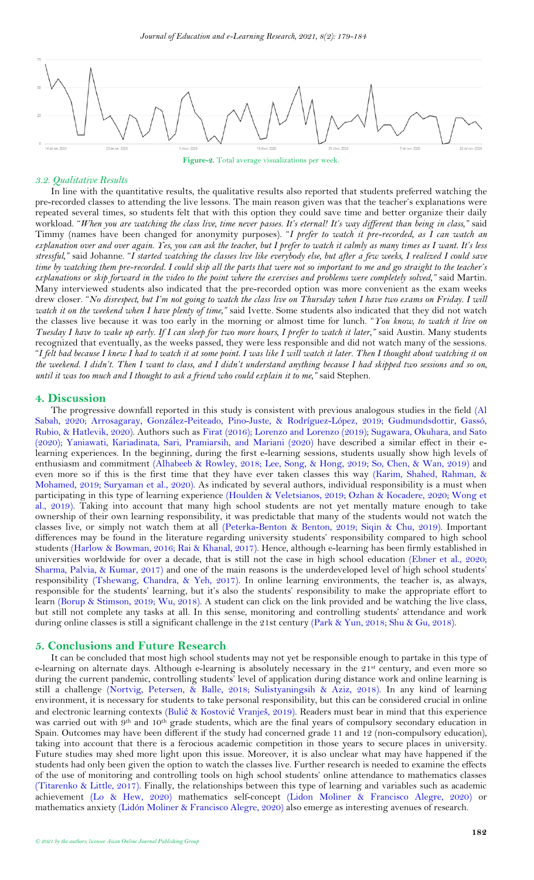Figure-2. Total average visualizations per week.

### 3.2. Qualitative Results

In line with the quantitative results, the qualitative results also reported that students preferred watching the pre-recorded classes to attending the live lessons. The main reason given was that the teacher's explanations were repeated several times, so students felt that with this option they could save time and better organize their daily workload. "*When you are watching the class live, time never passes. It's eternal! It's way different than being in class,*" said Timmy (names have been changed for anonymity purposes). "*I prefer to watch it pre-recorded, as I can watch an explanation over and over again. Yes, you can ask the teacher, but I prefer to watch it calmly as many times as I want. It's less stressful,*" said Johanne. "*I started watching the classes live like everybody else, but after a few weeks, I realized I could save time by watching them pre-recorded. I could skip all the parts that were not so important to me and go straight to the teacher's explanations or skip forward in the video to the point where the exercises and problems were completely solved,*" said Martin. Many interviewed students also indicated that the pre-recorded option was more convenient as the exam weeks drew closer. "*No disrespect, but I'm not going to watch the class live on Thursday when I have two exams on Friday. I will watch it on the weekend when I have plenty of time,*" said Ivette. Some students also indicated that they did not watch the classes live because it was too early in the morning or almost time for lunch. "*You know, to watch it live on Tuesday I have to wake up early. If I can sleep for two more hours, I prefer to watch it later,*" said Austin. Many students recognized that eventually, as the weeks passed, they were less responsible and did not watch many of the sessions. "*I felt bad because I knew I had to watch it at some point. I was like I will watch it later. Then I thought about watching it on the weekend. I didn't. Then I want to class, and I didn't understand anything because I had skipped two sessions and so on, until it was too much and I thought to ask a friend who could explain it to me,*" said Stephen.

## 4. Discussion

The progressive downfall reported in this study is consistent with previous analogous studies in the field (Al Sabah, 2020; Arrosagaray, González-Peiteado, Pino-Juste, & Rodríguez-López, 2019; Gudmundsdottir, Gassó, Rubio, & Hatlevik, 2020). Authors such as Firat (2016); Lorenzo and Lorenzo (2019); Sugawara, Okuhara, and Sato (2020); Yaniawati, Kariadinata, Sari, Pramiarsih, and Mariani (2020) have described a similar effect in their e-learning experiences. In the beginning, during the first e-learning sessions, students usually show high levels of enthusiasm and commitment (Alhabeeb & Rowley, 2018; Lee, Song, & Hong, 2019; So, Chen, & Wan, 2019) and even more so if this is the first time that they have ever taken classes this way (Karim, Shahed, Rahman, & Mohamed, 2019; Suryaman et al., 2020). As indicated by several authors, individual responsibility is a must when participating in this type of learning experience (Houlden & Veletsianos, 2019; Ozhan & Kocadere, 2020; Wong et al., 2019). Taking into account that many high school students are not yet mentally mature enough to take ownership of their own learning responsibility, it was predictable that many of the students would not watch the classes live, or simply not watch them at all (Peterka-Benton & Benton, 2019; Siqin & Chu, 2019). Important differences may be found in the literature regarding university students' responsibility compared to high school students (Harlow & Bowman, 2016; Rai & Khanal, 2017). Hence, although e-learning has been firmly established in universities worldwide for over a decade, that is still not the case in high school education (Ebner et al., 2020; Sharma, Palvia, & Kumar, 2017) and one of the main reasons is the underdeveloped level of high school students' responsibility (Tshewang, Chandra, & Yeh, 2017). In online learning environments, the teacher is, as always, responsible for the students' learning, but it's also the students' responsibility to make the appropriate effort to learn (Borup & Stimson, 2019; Wu, 2018). A student can click on the link provided and be watching the live class, but still not complete any tasks at all. In this sense, monitoring and controlling students' attendance and work during online classes is still a significant challenge in the 21st century (Park & Yun, 2018; Shu & Gu, 2018).

## 5. Conclusions and Future Research

It can be concluded that most high school students may not yet be responsible enough to partake in this type of e-learning on alternate days. Although e-learning is absolutely necessary in the 21st century, and even more so during the current pandemic, controlling students' level of application during distance work and online learning is still a challenge (Nortvig, Petersen, & Balle, 2018; Sulistyaningsih & Aziz, 2018). In any kind of learning environment, it is necessary for students to take personal responsibility, but this can be considered crucial in online and electronic learning contexts (Bulić & Kostović Vranješ, 2019). Readers must bear in mind that this experience was carried out with 9th and 10th grade students, which are the final years of compulsory secondary education in Spain. Outcomes may have been different if the study had concerned grade 11 and 12 (non-compulsory education), taking into account that there is a ferocious academic competition in those years to secure places in university. Future studies may shed more light upon this issue. Moreover, it is also unclear what may have happened if the students had only been given the option to watch the classes live. Further research is needed to examine the effects of the use of monitoring and controlling tools on high school students' online attendance to mathematics classes (Titarenko & Little, 2017). Finally, the relationships between this type of learning and variables such as academic achievement (Lo & Hew, 2020) mathematics self-concept (Lidon Moliner & Francisco Alegre, 2020) or mathematics anxiety (Lidón Moliner & Francisco Alegre, 2020) also emerge as interesting avenues of research.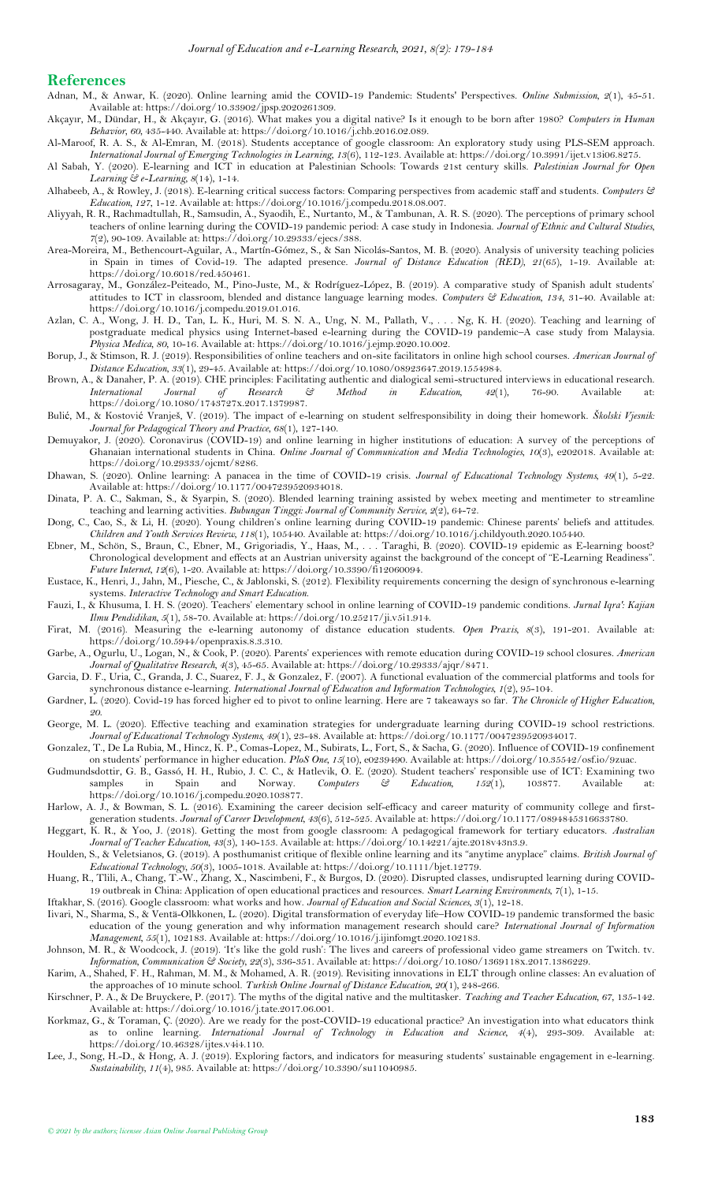## References

Adnan, M., & Anwar, K. (2020). Online learning amid the COVID-19 Pandemic: Students' Perspectives. *Online Submission, 2*(1), 45-51. Available at: https://doi.org/10.33902/jpsp.2020261309.

Akçayır, M., Dündar, H., & Akçayır, G. (2016). What makes you a digital native? Is it enough to be born after 1980? *Computers in Human Behavior, 60*, 435-440. Available at: https://doi.org/10.1016/j.chb.2016.02.089.

Al-Maroof, R. A. S., & Al-Emran, M. (2018). Students acceptance of google classroom: An exploratory study using PLS-SEM approach. *International Journal of Emerging Technologies in Learning, 13*(6), 112-123. Available at: https://doi.org/10.3991/ijet.v13i06.8275.

Al Sabah, Y. (2020). E-learning and ICT in education at Palestinian Schools: Towards 21st century skills. *Palestinian Journal for Open Learning & e-Learning, 8*(14), 1-14.

Alhabeeb, A., & Rowley, J. (2018). E-learning critical success factors: Comparing perspectives from academic staff and students. *Computers & Education, 127*, 1-12. Available at: https://doi.org/10.1016/j.compedu.2018.08.007.

Aliyyah, R. R., Rachmadtullah, R., Samsudin, A., Syaodih, E., Nurtanto, M., & Tambunan, A. R. S. (2020). The perceptions of primary school teachers of online learning during the COVID-19 pandemic period: A case study in Indonesia. *Journal of Ethnic and Cultural Studies, 7*(2), 90-109. Available at: https://doi.org/10.29333/ejecs/388.

Area-Moreira, M., Bethencourt-Aguilar, A., Martín-Gómez, S., & San Nicolás-Santos, M. B. (2020). Analysis of university teaching policies in Spain in times of Covid-19. The adapted presence. *Journal of Distance Education (RED), 21*(65), 1-19. Available at: https://doi.org/10.6018/red.450461.

Arrosagaray, M., González-Peiteado, M., Pino-Juste, M., & Rodríguez-López, B. (2019). A comparative study of Spanish adult students' attitudes to ICT in classroom, blended and distance language learning modes. *Computers & Education, 134*, 31-40. Available at: https://doi.org/10.1016/j.compedu.2019.01.016.

Azlan, C. A., Wong, J. H. D., Tan, L. K., Huri, M. S. N. A., Ung, N. M., Pallath, V., . . . Ng, K. H. (2020). Teaching and learning of postgraduate medical physics using Internet-based e-learning during the COVID-19 pandemic–A case study from Malaysia. *Physica Medica, 80*, 10-16. Available at: https://doi.org/10.1016/j.ejmp.2020.10.002.

Borup, J., & Stimson, R. J. (2019). Responsibilities of online teachers and on-site facilitators in online high school courses. *American Journal of Distance Education, 33*(1), 29-45. Available at: https://doi.org/10.1080/08923647.2019.1554984.

Brown, A., & Danaher, P. A. (2019). CHE principles: Facilitating authentic and dialogical semi-structured interviews in educational research. *International Journal of Research & Method in Education, 42*(1), 76-90. Available at: https://doi.org/10.1080/1743727x.2017.1379987.

Bulić, M., & Kostović Vranješ, V. (2019). The impact of e-learning on student selfresponsibility in doing their homework. *Školski Vjesnik: Journal for Pedagogical Theory and Practice, 68*(1), 127-140.

Demuyakor, J. (2020). Coronavirus (COVID-19) and online learning in higher institutions of education: A survey of the perceptions of Ghanaian international students in China. *Online Journal of Communication and Media Technologies, 10*(3), e202018. Available at: https://doi.org/10.29333/ojcmt/8286.

Dhawan, S. (2020). Online learning: A panacea in the time of COVID-19 crisis. *Journal of Educational Technology Systems, 49*(1), 5-22. Available at: https://doi.org/10.1177/0047239520934018.

Dinata, P. A. C., Sakman, S., & Syarpin, S. (2020). Blended learning training assisted by webex meeting and mentimeter to streamline teaching and learning activities. *Bubungan Tinggi: Journal of Community Service, 2*(2), 64-72.

Dong, C., Cao, S., & Li, H. (2020). Young children's online learning during COVID-19 pandemic: Chinese parents' beliefs and attitudes. *Children and Youth Services Review, 118*(1), 105440. Available at: https://doi.org/10.1016/j.childyouth.2020.105440.

Ebner, M., Schön, S., Braun, C., Ebner, M., Grigoriadis, Y., Haas, M., . . . Taraghi, B. (2020). COVID-19 epidemic as E-learning boost? Chronological development and effects at an Austrian university against the background of the concept of "E-Learning Readiness". *Future Internet, 12*(6), 1-20. Available at: https://doi.org/10.3390/fi12060094.

Eustace, K., Henri, J., Jahn, M., Piesche, C., & Jablonski, S. (2012). Flexibility requirements concerning the design of synchronous e-learning systems. *Interactive Technology and Smart Education.*

Fauzi, I., & Khusuma, I. H. S. (2020). Teachers' elementary school in online learning of COVID-19 pandemic conditions. *Jurnal Iqra': Kajian Ilmu Pendidikan, 5*(1), 58-70. Available at: https://doi.org/10.25217/ji.v5i1.914.

Firat, M. (2016). Measuring the e-learning autonomy of distance education students. *Open Praxis, 8*(3), 191-201. Available at: https://doi.org/10.5944/openpraxis.8.3.310.

Garbe, A., Ogurlu, U., Logan, N., & Cook, P. (2020). Parents' experiences with remote education during COVID-19 school closures. *American Journal of Qualitative Research, 4*(3), 45-65. Available at: https://doi.org/10.29333/ajqr/8471.

Garcia, D. F., Uria, C., Granda, J. C., Suarez, F. J., & Gonzalez, F. (2007). A functional evaluation of the commercial platforms and tools for synchronous distance e-learning. *International Journal of Education and Information Technologies, 1*(2), 95-104.

Gardner, L. (2020). Covid-19 has forced higher ed to pivot to online learning. Here are 7 takeaways so far. *The Chronicle of Higher Education, 20.*

George, M. L. (2020). Effective teaching and examination strategies for undergraduate learning during COVID-19 school restrictions. *Journal of Educational Technology Systems, 49*(1), 23-48. Available at: https://doi.org/10.1177/0047239520934017.

Gonzalez, T., De La Rubia, M., Hincz, K. P., Comas-Lopez, M., Subirats, L., Fort, S., & Sacha, G. (2020). Influence of COVID-19 confinement on students' performance in higher education. *PloS One, 15*(10), e0239490. Available at: https://doi.org/10.35542/osf.io/9zuac.

Gudmundsdottir, G. B., Gassó, H. H., Rubio, J. C. C., & Hatlevik, O. E. (2020). Student teachers' responsible use of ICT: Examining two samples in Spain and Norway. *Computers & Education, 152*(1), 103877. Available at: https://doi.org/10.1016/j.compedu.2020.103877.

Harlow, A. J., & Bowman, S. L. (2016). Examining the career decision self-efficacy and career maturity of community college and first-generation students. *Journal of Career Development, 43*(6), 512-525. Available at: https://doi.org/10.1177/0894845316633780.

Heggart, K. R., & Yoo, J. (2018). Getting the most from google classroom: A pedagogical framework for tertiary educators. *Australian Journal of Teacher Education, 43*(3), 140-153. Available at: https://doi.org/10.14221/ajte.2018v43n3.9.

Houlden, S., & Veletsianos, G. (2019). A posthumanist critique of flexible online learning and its "anytime anyplace" claims. *British Journal of Educational Technology, 50*(3), 1005-1018. Available at: https://doi.org/10.1111/bjet.12779.

Huang, R., Tlili, A., Chang, T.-W., Zhang, X., Nascimbeni, F., & Burgos, D. (2020). Disrupted classes, undisrupted learning during COVID-19 outbreak in China: Application of open educational practices and resources. *Smart Learning Environments, 7*(1), 1-15.

Iftakhar, S. (2016). Google classroom: what works and how. *Journal of Education and Social Sciences, 3*(1), 12-18.

Iivari, N., Sharma, S., & Ventä-Olkkonen, L. (2020). Digital transformation of everyday life–How COVID-19 pandemic transformed the basic education of the young generation and why information management research should care? *International Journal of Information Management, 55*(1), 102183. Available at: https://doi.org/10.1016/j.ijinfomgt.2020.102183.

Johnson, M. R., & Woodcock, J. (2019). 'It's like the gold rush': The lives and careers of professional video game streamers on Twitch. tv. *Information, Communication & Society, 22*(3), 336-351. Available at: https://doi.org/10.1080/1369118x.2017.1386229.

Karim, A., Shahed, F. H., Rahman, M. M., & Mohamed, A. R. (2019). Revisiting innovations in ELT through online classes: An evaluation of the approaches of 10 minute school. *Turkish Online Journal of Distance Education, 20*(1), 248-266.

Kirschner, P. A., & De Bruyckere, P. (2017). The myths of the digital native and the multitasker. *Teaching and Teacher Education, 67*, 135-142. Available at: https://doi.org/10.1016/j.tate.2017.06.001.

Korkmaz, G., & Toraman, Ç. (2020). Are we ready for the post-COVID-19 educational practice? An investigation into what educators think as to online learning. *International Journal of Technology in Education and Science, 4*(4), 293-309. Available at: https://doi.org/10.46328/ijtes.v4i4.110.

Lee, J., Song, H.-D., & Hong, A. J. (2019). Exploring factors, and indicators for measuring students' sustainable engagement in e-learning. *Sustainability, 11*(4), 985. Available at: https://doi.org/10.3390/su11040985.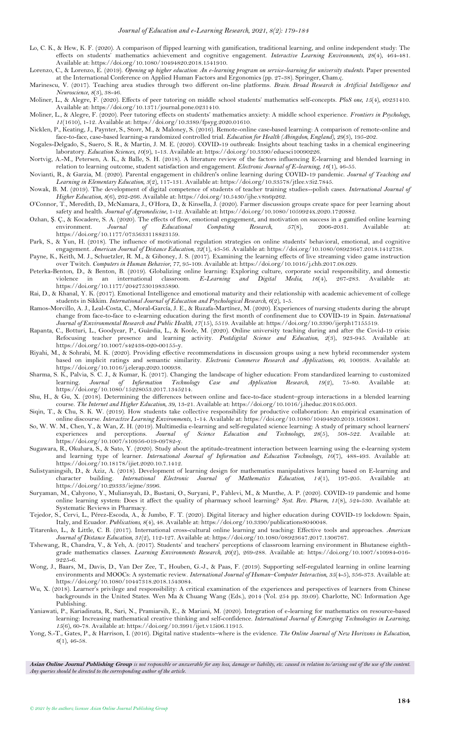Lo, C. K., & Hew, K. F. (2020). A comparison of flipped learning with gamification, traditional learning, and online independent study: The effects on students' mathematics achievement and cognitive engagement. *Interactive Learning Environments*, *28*(4), 464-481. Available at: https://doi.org/10.1080/10494820.2018.1541910.

Lorenzo, C., & Lorenzo, E. (2019). *Opening up higher education: An e-learning program on service-learning for university students.* Paper presented at the International Conference on Applied Human Factors and Ergonomics (pp. 27-38). Springer, Cham.ç.

Marinescu, V. (2017). Teaching area studies through two different on-line platforms. *Brain. Broad Research in Artificial Intelligence and Neuroscience*, *8*(3), 38-46.

Moliner, L., & Alegre, F. (2020). Effects of peer tutoring on middle school students' mathematics self-concepts. *PloS one*, *15*(4), e0231410. Available at: https://doi.org/10.1371/journal.pone.0231410.

Moliner, L., & Alegre, F. (2020). Peer tutoring effects on students' mathematics anxiety: A middle school experience. *Frontiers in Psychology*, *11*(1610), 1-12. Available at: https://doi.org/10.3389/fpsyg.2020.01610.

Nicklen, P., Keating, J., Paynter, S., Storr, M., & Maloney, S. (2016). Remote-online case-based learning: A comparison of remote-online and face-to-face, case-based learning-a randomized controlled trial. *Education for Health (Abingdon, England)*, *29*(3), 195-202.

Nogales-Delgado, S., Suero, S. R., & Martin, J. M. E. (2020). COVID-19 outbreak: Insights about teaching tasks in a chemical engineering laboratory. *Education Sciences*, *10*(9), 1-13. Available at: https://doi.org/10.3390/educsci10090226.

Nortvig, A.-M., Petersen, A. K., & Balle, S. H. (2018). A literature review of the factors influencing E-learning and blended learning in relation to learning outcome, student satisfaction and engagement. *Electronic Journal of E-learning*, *16*(1), 46-55.

Novianti, R., & Garzia, M. (2020). Parental engagement in children's online learning during COVID-19 pandemic. *Journal of Teaching and Learning in Elementary Education*, *3*(2), 117-131. Available at: https://doi.org/10.33578/jtlee.v3i2.7845.

Nowak, B. M. (2019). The development of digital competence of students of teacher training studies--polish cases. *International Journal of Higher Education*, *8*(6), 262-266. Available at: https://doi.org/10.5430/ijhe.v8n6p262.

O'Connor, T., Meredith, D., McNamara, J., O'Hora, D., & Kinsella, J. (2020). Farmer discussion groups create space for peer learning about safety and health. *Journal of Agromedicine*, 1-12. Available at: https://doi.org/10.1080/1059924x.2020.1720882.

Ozhan, Ş. Ç., & Kocadere, S. A. (2020). The effects of flow, emotional engagement, and motivation on success in a gamified online learning environment. *Journal of Educational Computing Research*, *57*(8), 2006-2031. Available at: https://doi.org/10.1177/0735633118823159.

Park, S., & Yun, H. (2018). The influence of motivational regulation strategies on online students' behavioral, emotional, and cognitive engagement. *American Journal of Distance Education*, *32*(1), 43-56. Available at: https://doi.org/10.1080/08923647.2018.1412738.

Payne, K., Keith, M. J., Schuetzler, R. M., & Giboney, J. S. (2017). Examining the learning effects of live streaming video game instruction over Twitch. *Computers in Human Behavior*, *77*, 95-109. Available at: https://doi.org/10.1016/j.chb.2017.08.029.

Peterka-Benton, D., & Benton, B. (2019). Globalizing online learning: Exploring culture, corporate social responsibility, and domestic violence in an international classroom. *E-Learning and Digital Media*, *16*(4), 267-283. Available at: https://doi.org/10.1177/2042753019835890.

Rai, D., & Khanal, Y. K. (2017). Emotional Intelligence and emotional maturity and their relationship with academic achievement of college students in Sikkim. *International Journal of Education and Psychological Research*, *6*(2), 1-5.

Ramos-Morcillo, A. J., Leal-Costa, C., Moral-García, J. E., & Ruzafa-Martínez, M. (2020). Experiences of nursing students during the abrupt change from face-to-face to e-learning education during the first month of confinement due to COVID-19 in Spain. *International Journal of Environmental Research and Public Health*, *17*(15), 5519. Available at: https://doi.org/10.3390/ijerph17155519.

Rapanta, C., Botturi, L., Goodyear, P., Guàrdia, L., & Koole, M. (2020). Online university teaching during and after the Covid-19 crisis: Refocusing teacher presence and learning activity. *Postdigital Science and Education*, *2*(3), 923-945. Available at: https://doi.org/10.1007/s42438-020-00155-y.

Riyahi, M., & Sohrabi, M. K. (2020). Providing effective recommendations in discussion groups using a new hybrid recommender system based on implicit ratings and semantic similarity. *Electronic Commerce Research and Applications*, *40*, 100938. Available at: https://doi.org/10.1016/j.elerap.2020.100938.

Sharma, S. K., Palvia, S. C. J., & Kumar, K. (2017). Changing the landscape of higher education: From standardized learning to customized learning. *Journal of Information Technology Case and Application Research*, *19*(2), 75-80. Available at: https://doi.org/10.1080/15228053.2017.1345214.

Shu, H., & Gu, X. (2018). Determining the differences between online and face-to-face student–group interactions in a blended learning course. *The Internet and Higher Education*, *39*, 13-21. Available at: https://doi.org/10.1016/j.iheduc.2018.05.003.

Siqin, T., & Chu, S. K. W. (2019). How students take collective responsibility for productive collaboration: An empirical examination of online discourse. *Interactive Learning Environments*, 1-14. Available at: https://doi.org/10.1080/10494820.2019.1636081.

So, W. W. M., Chen, Y., & Wan, Z. H. (2019). Multimedia e-learning and self-regulated science learning: A study of primary school learners' experiences and perceptions. *Journal of Science Education and Technology*, *28*(5), 508-522. Available at: https://doi.org/10.1007/s10956-019-09782-y.

Sugawara, R., Okuhara, S., & Sato, Y. (2020). Study about the aptitude-treatment interaction between learning using the e-learning system and learning type of learner. *International Journal of Information and Education Technology*, *10*(7), 488-493. Available at: https://doi.org/10.18178/ijiet.2020.10.7.1412.

Sulistyaningsih, D., & Aziz, A. (2018). Development of learning design for mathematics manipulatives learning based on E-learning and character building. *International Electronic Journal of Mathematics Education*, *14*(1), 197-205. Available at: https://doi.org/10.29333/iejme/3996.

Suryaman, M., Cahyono, Y., Muliansyah, D., Bustani, O., Suryani, P., Fahlevi, M., & Munthe, A. P. (2020). COVID-19 pandemic and home online learning system: Does it affect the quality of pharmacy school learning? *Syst. Rev. Pharm*, *11*(8), 524-530. Available at: Systematic Reviews in Pharmacy.

Tejedor, S., Cervi, L., Pérez-Escoda, A., & Jumbo, F. T. (2020). Digital literacy and higher education during COVID-19 lockdown: Spain, Italy, and Ecuador. *Publications*, *8*(4), 48. Available at: https://doi.org/10.3390/publications8040048.

Titarenko, L., & Little, C. B. (2017). International cross-cultural online learning and teaching: Effective tools and approaches. *American Journal of Distance Education*, *31*(2), 112-127. Available at: https://doi.org/10.1080/08923647.2017.1306767.

Tshewang, R., Chandra, V., & Yeh, A. (2017). Students' and teachers' perceptions of classroom learning environment in Bhutanese eighth-grade mathematics classes. *Learning Environments Research*, *20*(2), 269-288. Available at: https://doi.org/10.1007/s10984-016-9225-6.

Wong, J., Baars, M., Davis, D., Van Der Zee, T., Houben, G.-J., & Paas, F. (2019). Supporting self-regulated learning in online learning environments and MOOCs: A systematic review. *International Journal of Human–Computer Interaction*, *35*(4-5), 356-373. Available at: https://doi.org/10.1080/10447318.2018.1543084.

Wu, X. (2018). Learner's privilege and responsibility: A critical examination of the experiences and perspectives of learners from Chinese backgrounds in the United States. Wen Ma & Chuang Wang (Eds.), 2014 (Vol. 254 pp. 39.09). Charlotte, NC: Information Age Publishing.

Yaniawati, P., Kariadinata, R., Sari, N., Pramiarsih, E., & Mariani, M. (2020). Integration of e-learning for mathematics on resource-based learning: Increasing mathematical creative thinking and self-confidence. *International Journal of Emerging Technologies in Learning*, *15*(6), 60-78. Available at: https://doi.org/10.3991/ijet.v15i06.11915.

Yong, S.-T., Gates, P., & Harrison, I. (2016). Digital native students–where is the evidence. *The Online Journal of New Horizons in Education*, *6*(1), 46-58.

***Asian Online Journal Publishing Group*** *is not responsible or answerable for any loss, damage or liability, etc. caused in relation to/arising out of the use of the content. Any queries should be directed to the corresponding author of the article.*